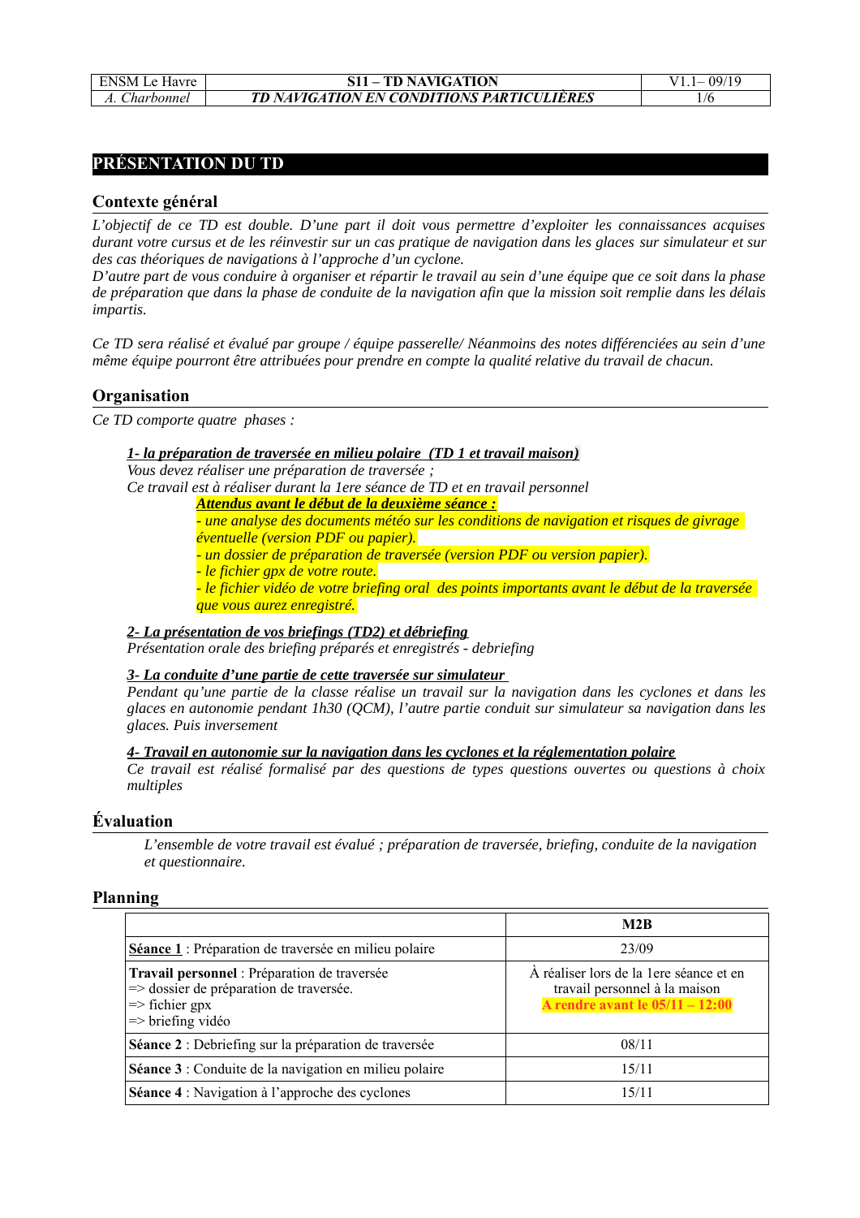# PRÉSENTATION DU TD

## Contexte général

*L'objectif de ce TD est double. D'une part il doit vous permettre d'exploiter les connaissances acquises durant votre cursus et de les réinvestir sur un cas pratique de navigation dans les glaces sur simulateur et sur des cas théoriques de navigations à l'approche d'un cyclone.*

*D'autre part de vous conduire à organiser et répartir le travail au sein d'une équipe que ce soit dans la phase de préparation que dans la phase de conduite de la navigation afin que la mission soit remplie dans les délais impartis.*

*Ce TD sera réalisé et évalué par groupe / équipe passerelle/ Néanmoins des notes différenciées au sein d'une même équipe pourront être attribuées pour prendre en compte la qualité relative du travail de chacun.*

## Organisation

*Ce TD comporte quatre phases :*

***1- la préparation de traversée en milieu polaire (TD 1 et travail maison)***

*Vous devez réaliser une préparation de traversée ;*
*Ce travail est à réaliser durant la 1ere séance de TD et en travail personnel*

> ***Attendus avant le début de la deuxième séance :***
> *- une analyse des documents météo sur les conditions de navigation et risques de givrage éventuelle (version PDF ou papier).*
> *- un dossier de préparation de traversée (version PDF ou version papier).*
> *- le fichier gpx de votre route.*
> *- le fichier vidéo de votre briefing oral des points importants avant le début de la traversée que vous aurez enregistré.*

***2- La présentation de vos briefings (TD2) et débriefing***

*Présentation orale des briefing préparés et enregistrés - debriefing*

***3- La conduite d'une partie de cette traversée sur simulateur***

*Pendant qu'une partie de la classe réalise un travail sur la navigation dans les cyclones et dans les glaces en autonomie pendant 1h30 (QCM), l'autre partie conduit sur simulateur sa navigation dans les glaces. Puis inversement*

***4- Travail en autonomie sur la navigation dans les cyclones et la réglementation polaire***

*Ce travail est réalisé formalisé par des questions de types questions ouvertes ou questions à choix multiples*

## Évaluation

*L'ensemble de votre travail est évalué ; préparation de traversée, briefing, conduite de la navigation et questionnaire.*

## Planning

| | **M2B** |
|---|---|
| **Séance 1** : Préparation de traversée en milieu polaire | 23/09 |
| **Travail personnel** : Préparation de traversée<br>=> dossier de préparation de traversée.<br>=> fichier gpx<br>=> briefing vidéo | À réaliser lors de la 1ere séance et en travail personnel à la maison<br>**A rendre avant le 05/11 – 12:00** |
| **Séance 2** : Debriefing sur la préparation de traversée | 08/11 |
| **Séance 3** : Conduite de la navigation en milieu polaire | 15/11 |
| **Séance 4** : Navigation à l'approche des cyclones | 15/11 |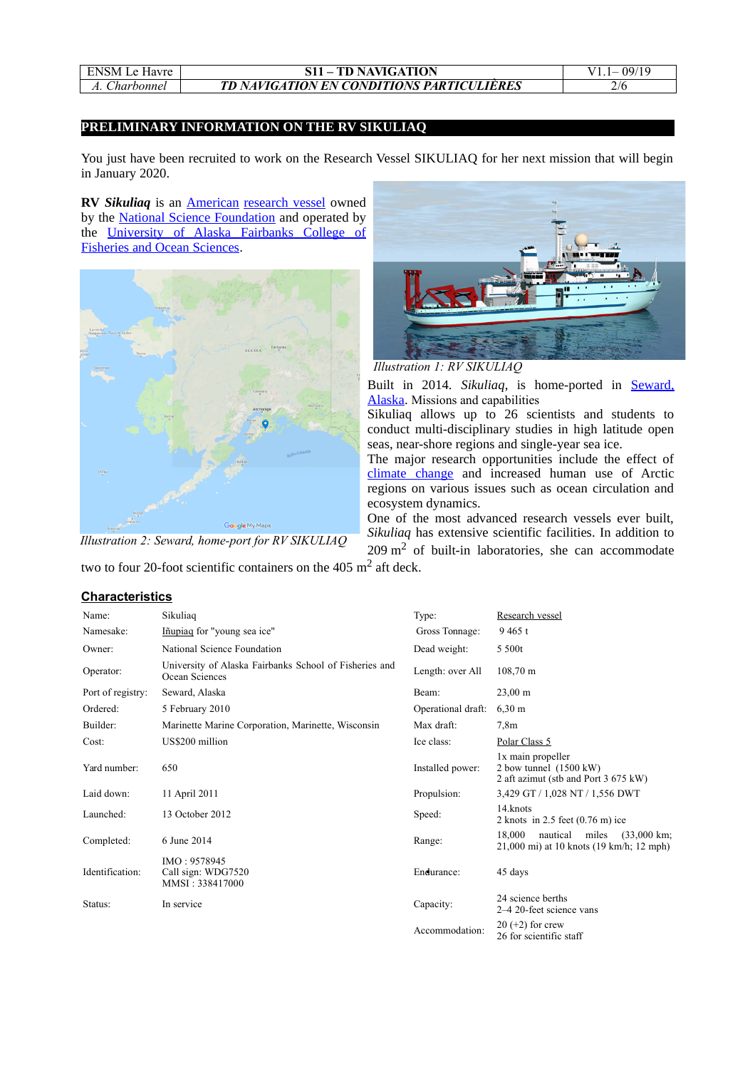## PRELIMINARY INFORMATION ON THE RV SIKULIAQ

You just have been recruited to work on the Research Vessel SIKULIAQ for her next mission that will begin in January 2020.

**RV *Sikuliaq*** is an American research vessel owned by the National Science Foundation and operated by the University of Alaska Fairbanks College of Fisheries and Ocean Sciences.

*Illustration 1: RV SIKULIAQ*

*Illustration 2: Seward, home-port for RV SIKULIAQ*

Built in 2014. *Sikuliaq*, is home-ported in Seward, Alaska. Missions and capabilities

Sikuliaq allows up to 26 scientists and students to conduct multi-disciplinary studies in high latitude open seas, near-shore regions and single-year sea ice.

The major research opportunities include the effect of climate change and increased human use of Arctic regions on various issues such as ocean circulation and ecosystem dynamics.

One of the most advanced research vessels ever built, *Sikuliaq* has extensive scientific facilities. In addition to 209 m² of built-in laboratories, she can accommodate two to four 20-foot scientific containers on the 405 m² aft deck.

### Characteristics

| | | | |
|---|---|---|---|
| Name: | Sikuliaq | Type: | Research vessel |
| Namesake: | Iñupiaq for "young sea ice" | Gross Tonnage: | 9 465 t |
| Owner: | National Science Foundation | Dead weight: | 5 500t |
| Operator: | University of Alaska Fairbanks School of Fisheries and Ocean Sciences | Length: over All | 108,70 m |
| Port of registry: | Seward, Alaska | Beam: | 23,00 m |
| Ordered: | 5 February 2010 | Operational draft: | 6,30 m |
| Builder: | Marinette Marine Corporation, Marinette, Wisconsin | Max draft: | 7,8m |
| Cost: | US$200 million | Ice class: | Polar Class 5 |
| Yard number: | 650 | Installed power: | 1x main propeller<br>2 bow tunnel (1500 kW)<br>2 aft azimut (stb and Port 3 675 kW) |
| Laid down: | 11 April 2011 | Propulsion: | 3,429 GT / 1,028 NT / 1,556 DWT |
| Launched: | 13 October 2012 | Speed: | 14.knots<br>2 knots in 2.5 feet (0.76 m) ice |
| Completed: | 6 June 2014 | Range: | 18,000 nautical miles (33,000 km; 21,000 mi) at 10 knots (19 km/h; 12 mph) |
| Identification: | IMO : 9578945<br>Call sign: WDG7520<br>MMSI : 338417000 | Endurance: | 45 days |
| Status: | In service | Capacity: | 24 science berths<br>2–4 20-feet science vans |
| | | Accommodation: | 20 (+2) for crew<br>26 for scientific staff |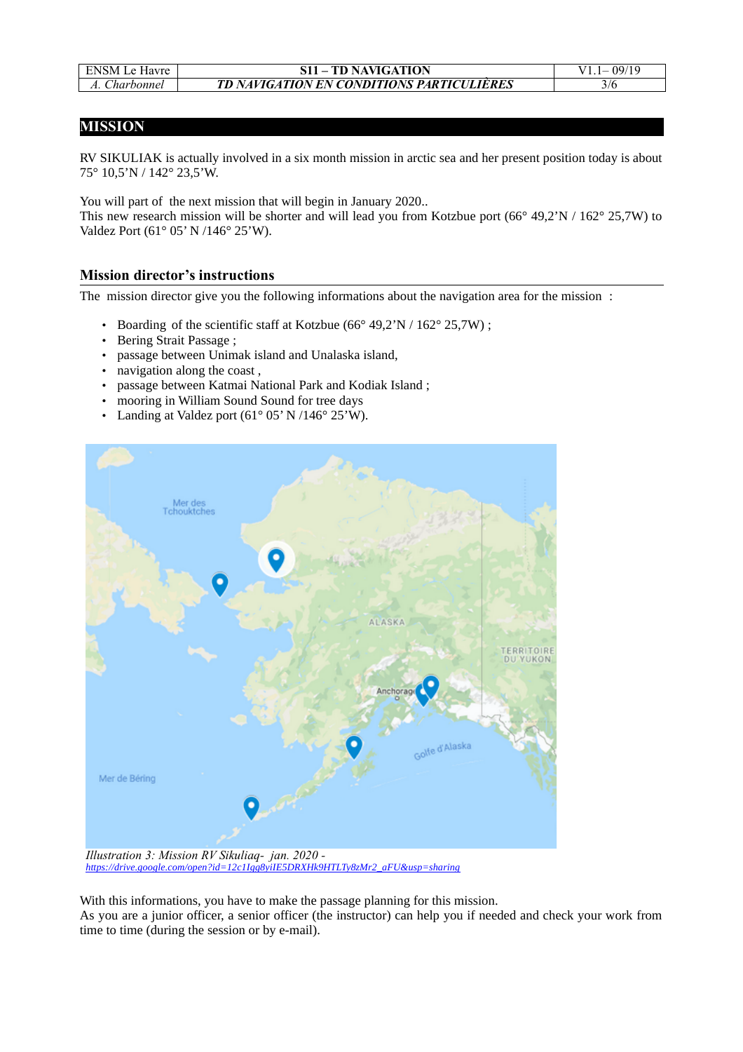## MISSION

RV SIKULIAK is actually involved in a six month mission in arctic sea and her present position today is about 75° 10,5'N / 142° 23,5'W.

You will part of the next mission that will begin in January 2020..
This new research mission will be shorter and will lead you from Kotzbue port (66° 49,2'N / 162° 25,7W) to Valdez Port (61° 05' N /146° 25'W).

### Mission director's instructions

The mission director give you the following informations about the navigation area for the mission :

- Boarding of the scientific staff at Kotzbue (66° 49,2'N / 162° 25,7W) ;
- Bering Strait Passage ;
- passage between Unimak island and Unalaska island,
- navigation along the coast ,
- passage between Katmai National Park and Kodiak Island ;
- mooring in William Sound Sound for tree days
- Landing at Valdez port (61° 05' N /146° 25'W).

*Illustration 3: Mission RV Sikuliaq- jan. 2020 -* *https://drive.google.com/open?id=12c1Iqq8yiIE5DRXHk9HTLTy8zMr2_aFU&usp=sharing*

With this informations, you have to make the passage planning for this mission.
As you are a junior officer, a senior officer (the instructor) can help you if needed and check your work from time to time (during the session or by e-mail).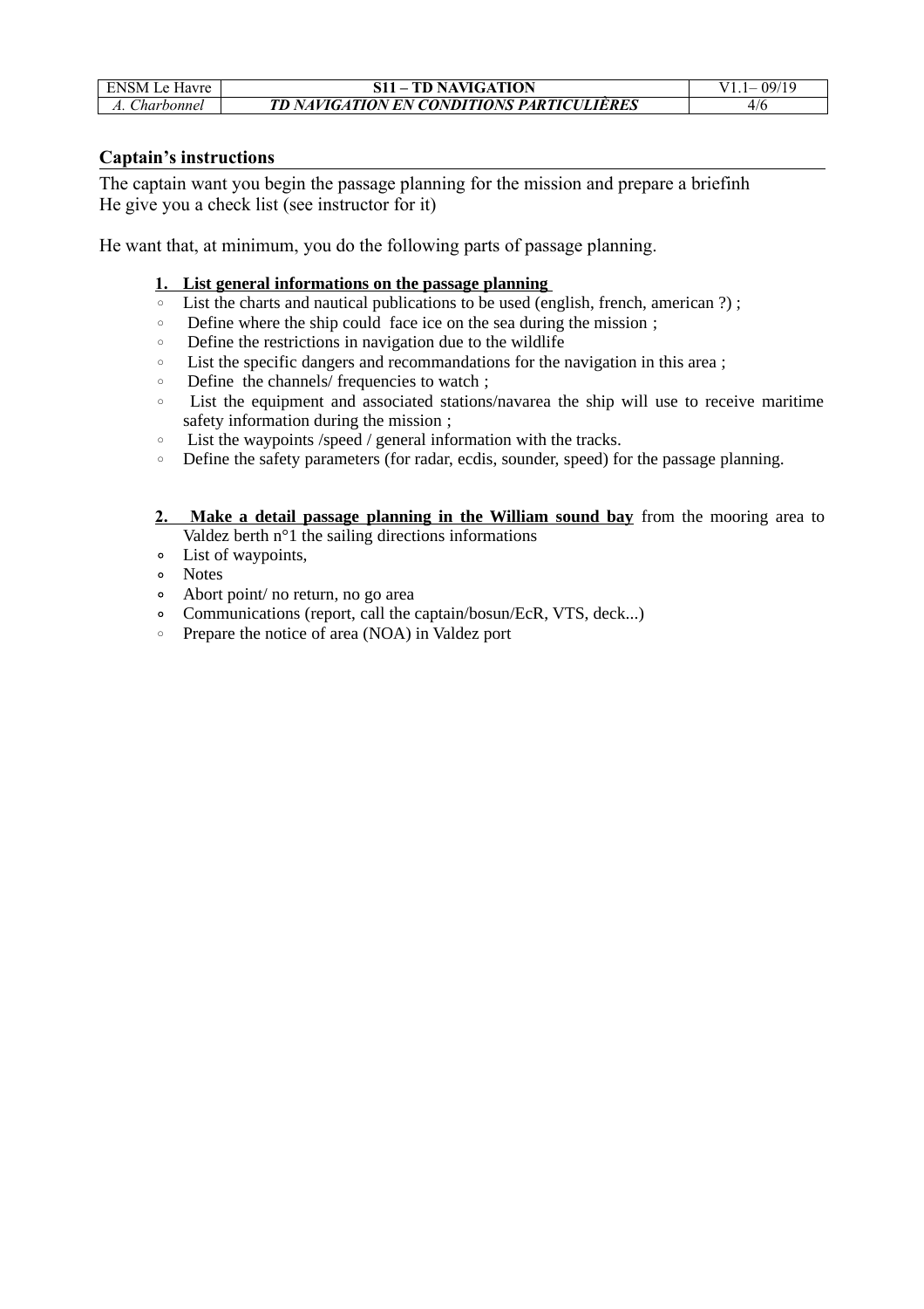## Captain's instructions

The captain want you begin the passage planning for the mission and prepare a briefinh
He give you a check list (see instructor for it)

He want that, at minimum, you do the following parts of passage planning.

1. **List general informations on the passage planning**
   - List the charts and nautical publications to be used (english, french, american ?) ;
   - Define where the ship could face ice on the sea during the mission ;
   - Define the restrictions in navigation due to the wildlife
   - List the specific dangers and recommandations for the navigation in this area ;
   - Define the channels/ frequencies to watch ;
   - List the equipment and associated stations/navarea the ship will use to receive maritime safety information during the mission ;
   - List the waypoints /speed / general information with the tracks.
   - Define the safety parameters (for radar, ecdis, sounder, speed) for the passage planning.

2. **Make a detail passage planning in the William sound bay** from the mooring area to Valdez berth n°1 the sailing directions informations
   - List of waypoints,
   - Notes
   - Abort point/ no return, no go area
   - Communications (report, call the captain/bosun/EcR, VTS, deck...)
   - Prepare the notice of area (NOA) in Valdez port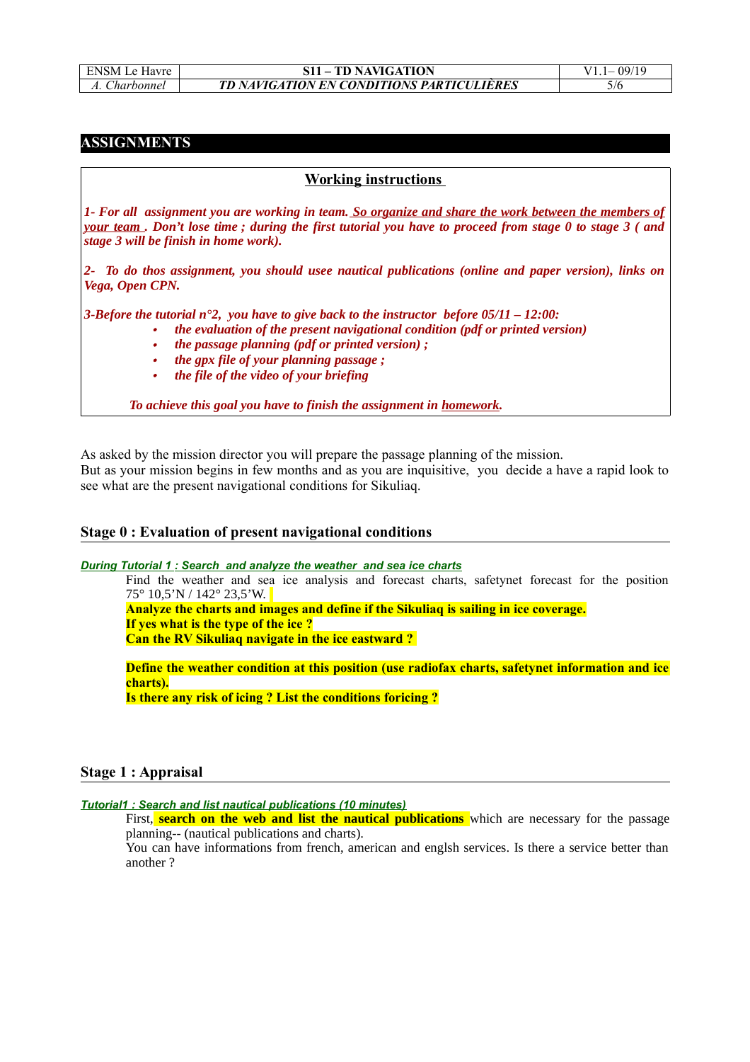## ASSIGNMENTS

**Working instructions**

***1- For all assignment you are working in team. So organize and share the work between the members of your team . Don't lose time ; during the first tutorial you have to proceed from stage 0 to stage 3 ( and stage 3 will be finish in home work).***

***2- To do thos assignment, you should usee nautical publications (online and paper version), links on Vega, Open CPN.***

***3-Before the tutorial n°2, you have to give back to the instructor before 05/11 – 12:00:***

- ***the evaluation of the present navigational condition (pdf or printed version)***
- ***the passage planning (pdf or printed version) ;***
- ***the gpx file of your planning passage ;***
- ***the file of the video of your briefing***

***To achieve this goal you have to finish the assignment in homework.***

As asked by the mission director you will prepare the passage planning of the mission.
But as your mission begins in few months and as you are inquisitive, you decide a have a rapid look to see what are the present navigational conditions for Sikuliaq.

### Stage 0 : Evaluation of present navigational conditions

***During Tutorial 1 : Search and analyze the weather and sea ice charts***

Find the weather and sea ice analysis and forecast charts, safetynet forecast for the position 75° 10,5'N / 142° 23,5'W.

**Analyze the charts and images and define if the Sikuliaq is sailing in ice coverage.**
**If yes what is the type of the ice ?**
**Can the RV Sikuliaq navigate in the ice eastward ?**

**Define the weather condition at this position (use radiofax charts, safetynet information and ice charts).**
**Is there any risk of icing ? List the conditions forcing ?**

### Stage 1 : Appraisal

***Tutorial1 : Search and list nautical publications (10 minutes)***

First, **search on the web and list the nautical publications** which are necessary for the passage planning-- (nautical publications and charts).
You can have informations from french, american and englsh services. Is there a service better than another ?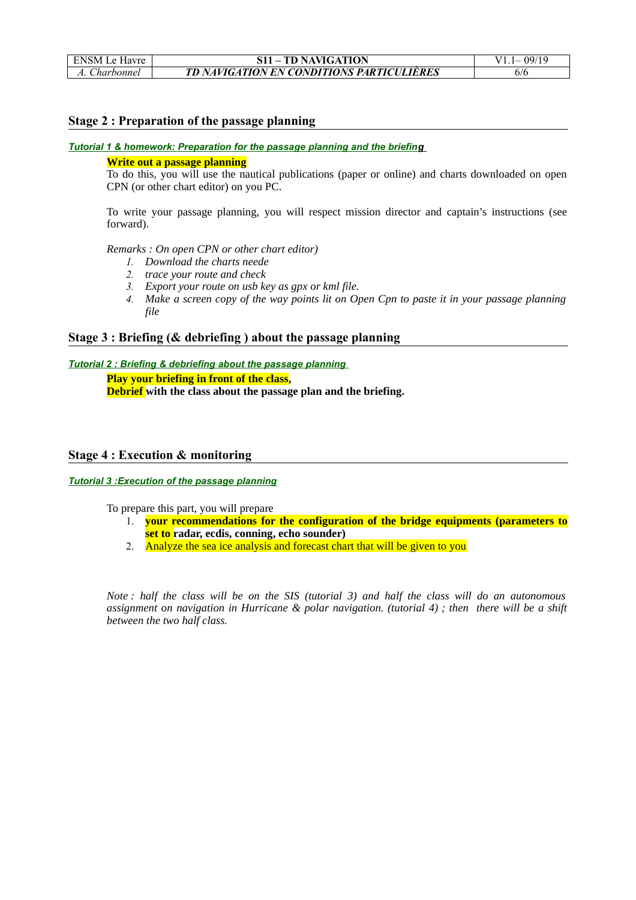## Stage 2 : Preparation of the passage planning

***Tutorial 1 & homework: Preparation for the passage planning and the briefing***

**Write out a passage planning**

To do this, you will use the nautical publications (paper or online) and charts downloaded on open CPN (or other chart editor) on you PC.

To write your passage planning, you will respect mission director and captain's instructions (see forward).

*Remarks : On open CPN or other chart editor)*

1. *Download the charts neede*
2. *trace your route and check*
3. *Export your route on usb key as gpx or kml file.*
4. *Make a screen copy of the way points lit on Open Cpn to paste it in your passage planning file*

## Stage 3 : Briefing (& debriefing ) about the passage planning

***Tutorial 2 : Briefing & debriefing about the passage planning***

**Play your briefing in front of the class,**
**Debrief with the class about the passage plan and the briefing.**

## Stage 4 : Execution & monitoring

***Tutorial 3 :Execution of the passage planning***

To prepare this part, you will prepare

1. **your recommendations for the configuration of the bridge equipments (parameters to set to radar, ecdis, conning, echo sounder)**
2. Analyze the sea ice analysis and forecast chart that will be given to you

*Note : half the class will be on the SIS (tutorial 3) and half the class will do an autonomous assignment on navigation in Hurricane & polar navigation. (tutorial 4) ; then there will be a shift between the two half class.*